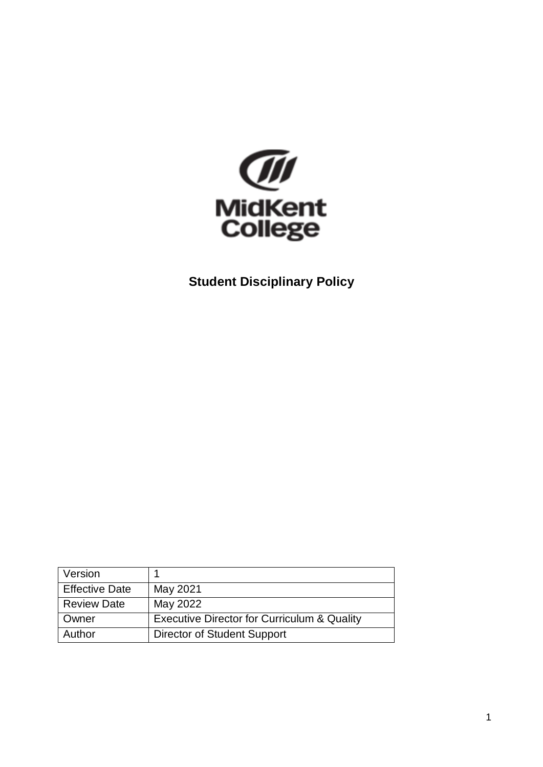MidKent College

# Student Disciplinary Policy

| Version | 1 |
|---|---|
| Effective Date | May 2021 |
| Review Date | May 2022 |
| Owner | Executive Director for Curriculum & Quality |
| Author | Director of Student Support |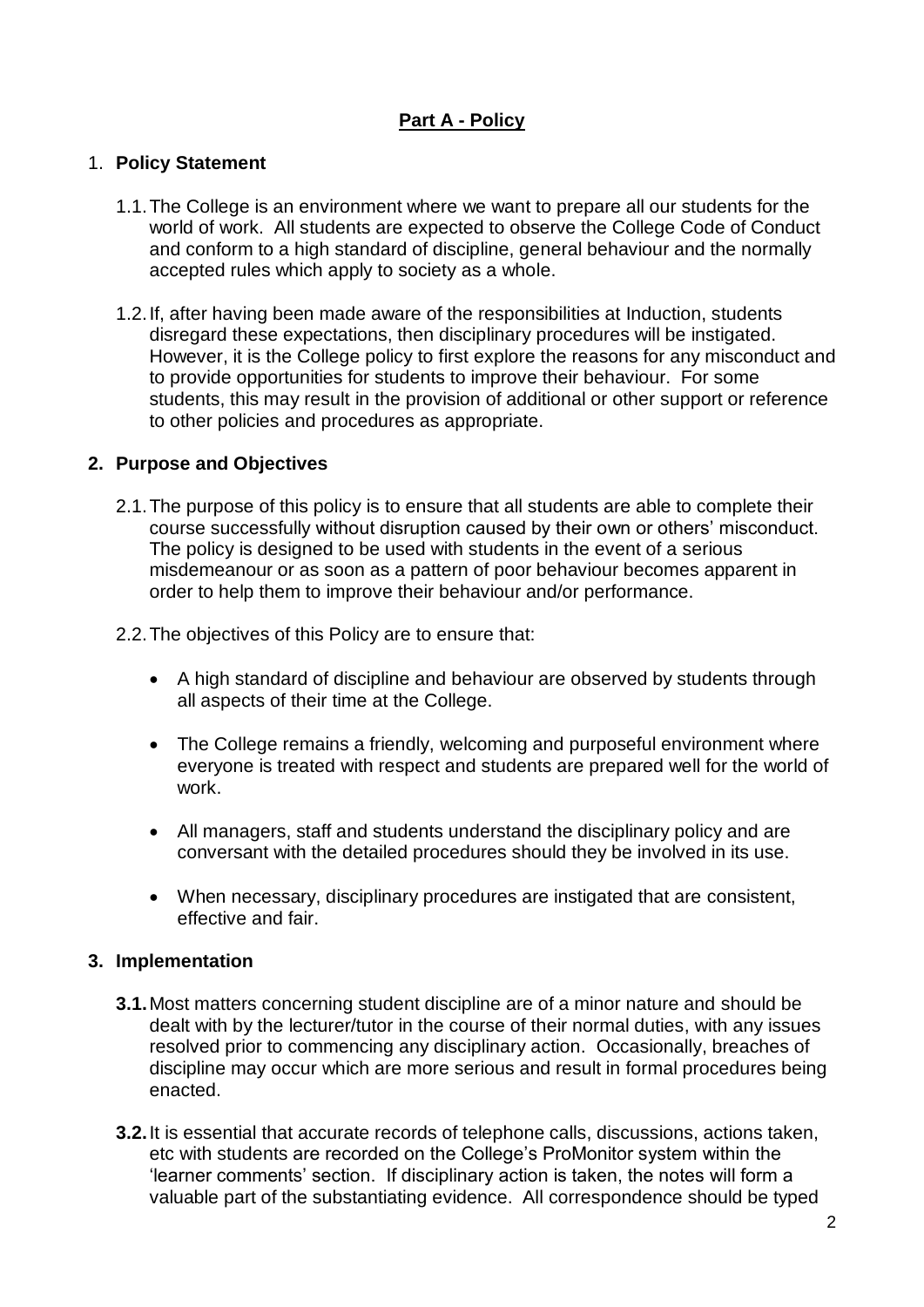## Part A - Policy

### 1. Policy Statement

1.1. The College is an environment where we want to prepare all our students for the world of work. All students are expected to observe the College Code of Conduct and conform to a high standard of discipline, general behaviour and the normally accepted rules which apply to society as a whole.

1.2. If, after having been made aware of the responsibilities at Induction, students disregard these expectations, then disciplinary procedures will be instigated. However, it is the College policy to first explore the reasons for any misconduct and to provide opportunities for students to improve their behaviour. For some students, this may result in the provision of additional or other support or reference to other policies and procedures as appropriate.

### 2. Purpose and Objectives

2.1. The purpose of this policy is to ensure that all students are able to complete their course successfully without disruption caused by their own or others' misconduct. The policy is designed to be used with students in the event of a serious misdemeanour or as soon as a pattern of poor behaviour becomes apparent in order to help them to improve their behaviour and/or performance.

2.2. The objectives of this Policy are to ensure that:

- A high standard of discipline and behaviour are observed by students through all aspects of their time at the College.
- The College remains a friendly, welcoming and purposeful environment where everyone is treated with respect and students are prepared well for the world of work.
- All managers, staff and students understand the disciplinary policy and are conversant with the detailed procedures should they be involved in its use.
- When necessary, disciplinary procedures are instigated that are consistent, effective and fair.

### 3. Implementation

**3.1.** Most matters concerning student discipline are of a minor nature and should be dealt with by the lecturer/tutor in the course of their normal duties, with any issues resolved prior to commencing any disciplinary action. Occasionally, breaches of discipline may occur which are more serious and result in formal procedures being enacted.

**3.2.** It is essential that accurate records of telephone calls, discussions, actions taken, etc with students are recorded on the College's ProMonitor system within the 'learner comments' section. If disciplinary action is taken, the notes will form a valuable part of the substantiating evidence. All correspondence should be typed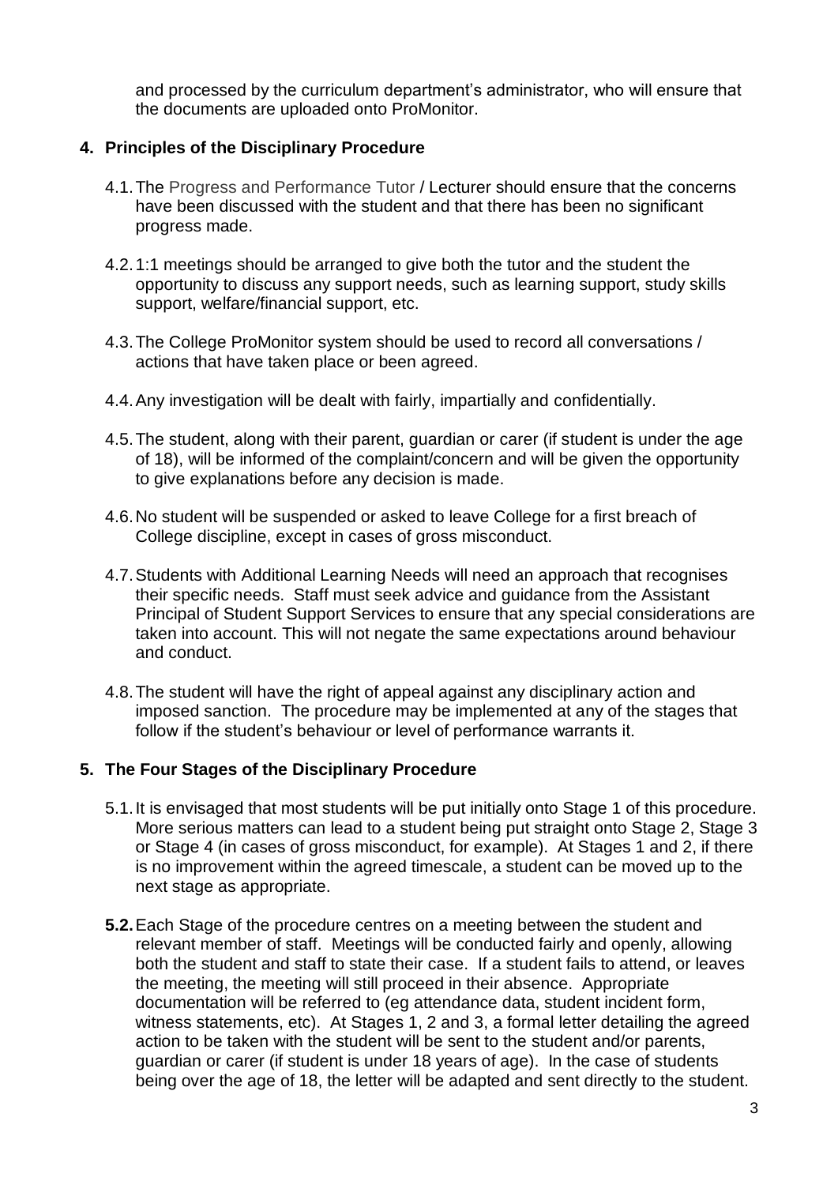and processed by the curriculum department's administrator, who will ensure that the documents are uploaded onto ProMonitor.

## 4. Principles of the Disciplinary Procedure

4.1. The Progress and Performance Tutor / Lecturer should ensure that the concerns have been discussed with the student and that there has been no significant progress made.

4.2. 1:1 meetings should be arranged to give both the tutor and the student the opportunity to discuss any support needs, such as learning support, study skills support, welfare/financial support, etc.

4.3. The College ProMonitor system should be used to record all conversations / actions that have taken place or been agreed.

4.4. Any investigation will be dealt with fairly, impartially and confidentially.

4.5. The student, along with their parent, guardian or carer (if student is under the age of 18), will be informed of the complaint/concern and will be given the opportunity to give explanations before any decision is made.

4.6. No student will be suspended or asked to leave College for a first breach of College discipline, except in cases of gross misconduct.

4.7. Students with Additional Learning Needs will need an approach that recognises their specific needs. Staff must seek advice and guidance from the Assistant Principal of Student Support Services to ensure that any special considerations are taken into account. This will not negate the same expectations around behaviour and conduct.

4.8. The student will have the right of appeal against any disciplinary action and imposed sanction. The procedure may be implemented at any of the stages that follow if the student's behaviour or level of performance warrants it.

## 5. The Four Stages of the Disciplinary Procedure

5.1. It is envisaged that most students will be put initially onto Stage 1 of this procedure. More serious matters can lead to a student being put straight onto Stage 2, Stage 3 or Stage 4 (in cases of gross misconduct, for example). At Stages 1 and 2, if there is no improvement within the agreed timescale, a student can be moved up to the next stage as appropriate.

**5.2.** Each Stage of the procedure centres on a meeting between the student and relevant member of staff. Meetings will be conducted fairly and openly, allowing both the student and staff to state their case. If a student fails to attend, or leaves the meeting, the meeting will still proceed in their absence. Appropriate documentation will be referred to (eg attendance data, student incident form, witness statements, etc). At Stages 1, 2 and 3, a formal letter detailing the agreed action to be taken with the student will be sent to the student and/or parents, guardian or carer (if student is under 18 years of age). In the case of students being over the age of 18, the letter will be adapted and sent directly to the student.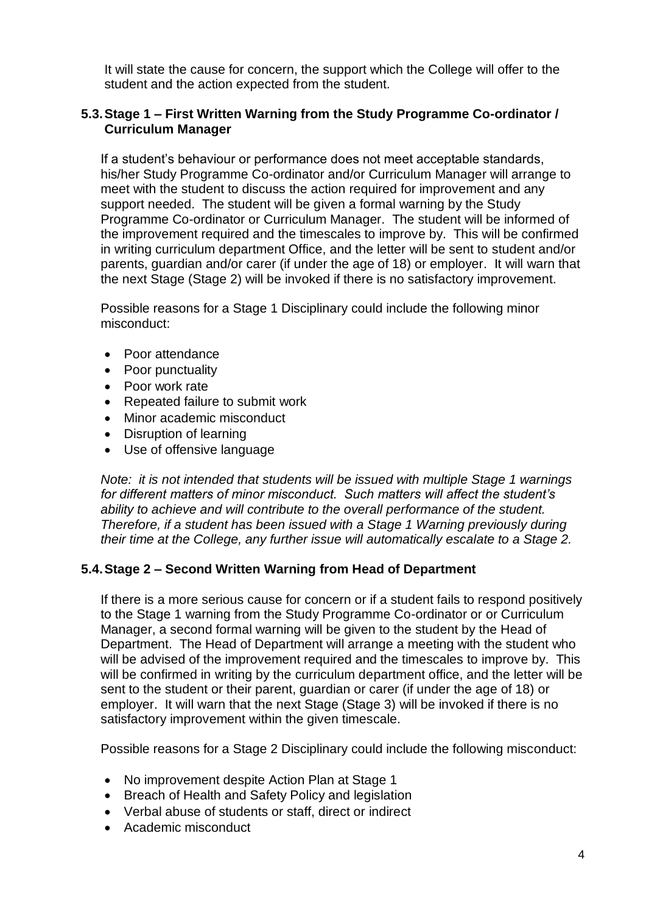It will state the cause for concern, the support which the College will offer to the student and the action expected from the student.

### 5.3. Stage 1 – First Written Warning from the Study Programme Co-ordinator / Curriculum Manager

If a student's behaviour or performance does not meet acceptable standards, his/her Study Programme Co-ordinator and/or Curriculum Manager will arrange to meet with the student to discuss the action required for improvement and any support needed. The student will be given a formal warning by the Study Programme Co-ordinator or Curriculum Manager. The student will be informed of the improvement required and the timescales to improve by. This will be confirmed in writing curriculum department Office, and the letter will be sent to student and/or parents, guardian and/or carer (if under the age of 18) or employer. It will warn that the next Stage (Stage 2) will be invoked if there is no satisfactory improvement.

Possible reasons for a Stage 1 Disciplinary could include the following minor misconduct:

- Poor attendance
- Poor punctuality
- Poor work rate
- Repeated failure to submit work
- Minor academic misconduct
- Disruption of learning
- Use of offensive language

*Note: it is not intended that students will be issued with multiple Stage 1 warnings for different matters of minor misconduct. Such matters will affect the student's ability to achieve and will contribute to the overall performance of the student. Therefore, if a student has been issued with a Stage 1 Warning previously during their time at the College, any further issue will automatically escalate to a Stage 2.*

### 5.4. Stage 2 – Second Written Warning from Head of Department

If there is a more serious cause for concern or if a student fails to respond positively to the Stage 1 warning from the Study Programme Co-ordinator or or Curriculum Manager, a second formal warning will be given to the student by the Head of Department. The Head of Department will arrange a meeting with the student who will be advised of the improvement required and the timescales to improve by. This will be confirmed in writing by the curriculum department office, and the letter will be sent to the student or their parent, guardian or carer (if under the age of 18) or employer. It will warn that the next Stage (Stage 3) will be invoked if there is no satisfactory improvement within the given timescale.

Possible reasons for a Stage 2 Disciplinary could include the following misconduct:

- No improvement despite Action Plan at Stage 1
- Breach of Health and Safety Policy and legislation
- Verbal abuse of students or staff, direct or indirect
- Academic misconduct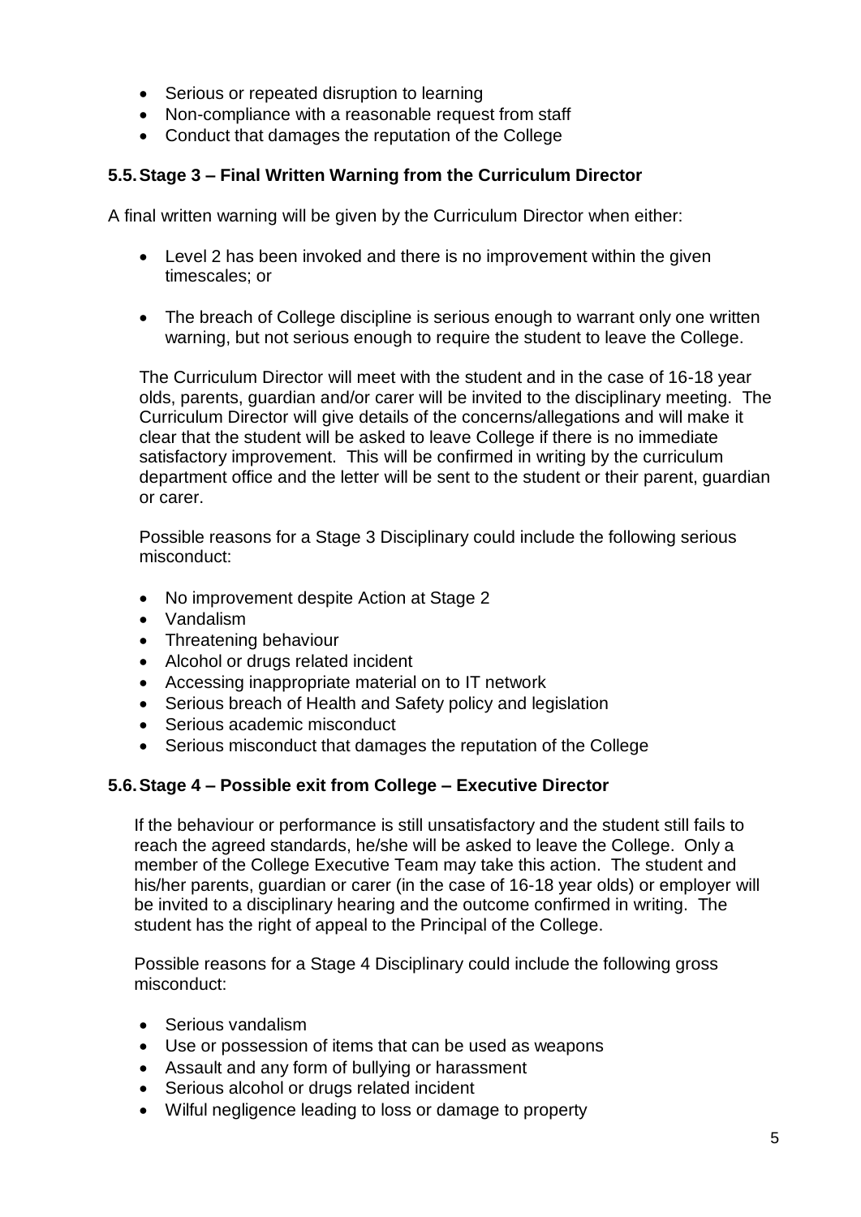- Serious or repeated disruption to learning
- Non-compliance with a reasonable request from staff
- Conduct that damages the reputation of the College

### 5.5. Stage 3 – Final Written Warning from the Curriculum Director

A final written warning will be given by the Curriculum Director when either:

- Level 2 has been invoked and there is no improvement within the given timescales; or

- The breach of College discipline is serious enough to warrant only one written warning, but not serious enough to require the student to leave the College.

The Curriculum Director will meet with the student and in the case of 16-18 year olds, parents, guardian and/or carer will be invited to the disciplinary meeting. The Curriculum Director will give details of the concerns/allegations and will make it clear that the student will be asked to leave College if there is no immediate satisfactory improvement. This will be confirmed in writing by the curriculum department office and the letter will be sent to the student or their parent, guardian or carer.

Possible reasons for a Stage 3 Disciplinary could include the following serious misconduct:

- No improvement despite Action at Stage 2
- Vandalism
- Threatening behaviour
- Alcohol or drugs related incident
- Accessing inappropriate material on to IT network
- Serious breach of Health and Safety policy and legislation
- Serious academic misconduct
- Serious misconduct that damages the reputation of the College

### 5.6. Stage 4 – Possible exit from College – Executive Director

If the behaviour or performance is still unsatisfactory and the student still fails to reach the agreed standards, he/she will be asked to leave the College. Only a member of the College Executive Team may take this action. The student and his/her parents, guardian or carer (in the case of 16-18 year olds) or employer will be invited to a disciplinary hearing and the outcome confirmed in writing. The student has the right of appeal to the Principal of the College.

Possible reasons for a Stage 4 Disciplinary could include the following gross misconduct:

- Serious vandalism
- Use or possession of items that can be used as weapons
- Assault and any form of bullying or harassment
- Serious alcohol or drugs related incident
- Wilful negligence leading to loss or damage to property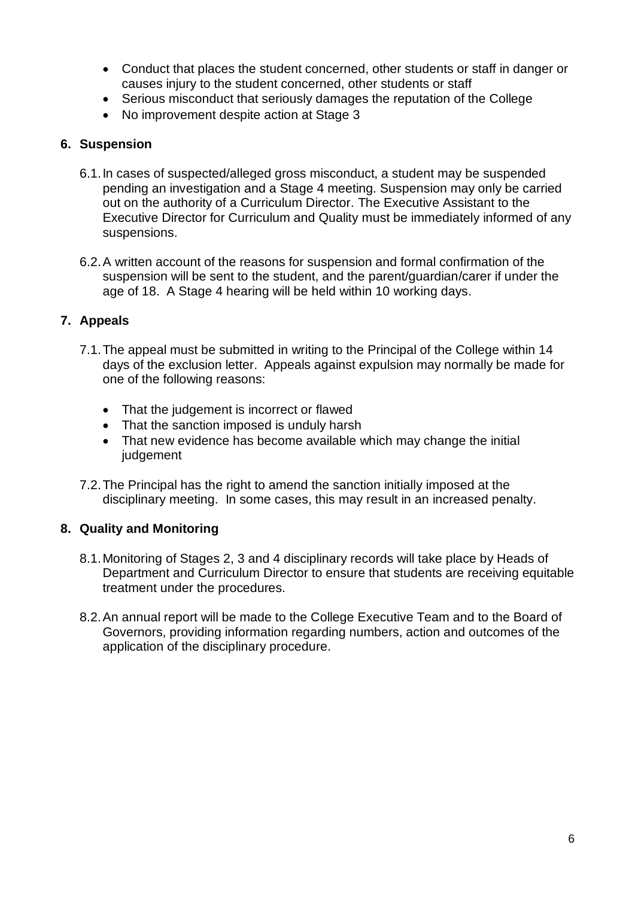- Conduct that places the student concerned, other students or staff in danger or causes injury to the student concerned, other students or staff
- Serious misconduct that seriously damages the reputation of the College
- No improvement despite action at Stage 3

## 6. Suspension

6.1. In cases of suspected/alleged gross misconduct, a student may be suspended pending an investigation and a Stage 4 meeting. Suspension may only be carried out on the authority of a Curriculum Director. The Executive Assistant to the Executive Director for Curriculum and Quality must be immediately informed of any suspensions.

6.2. A written account of the reasons for suspension and formal confirmation of the suspension will be sent to the student, and the parent/guardian/carer if under the age of 18. A Stage 4 hearing will be held within 10 working days.

## 7. Appeals

7.1. The appeal must be submitted in writing to the Principal of the College within 14 days of the exclusion letter. Appeals against expulsion may normally be made for one of the following reasons:

- That the judgement is incorrect or flawed
- That the sanction imposed is unduly harsh
- That new evidence has become available which may change the initial judgement

7.2. The Principal has the right to amend the sanction initially imposed at the disciplinary meeting. In some cases, this may result in an increased penalty.

## 8. Quality and Monitoring

8.1. Monitoring of Stages 2, 3 and 4 disciplinary records will take place by Heads of Department and Curriculum Director to ensure that students are receiving equitable treatment under the procedures.

8.2. An annual report will be made to the College Executive Team and to the Board of Governors, providing information regarding numbers, action and outcomes of the application of the disciplinary procedure.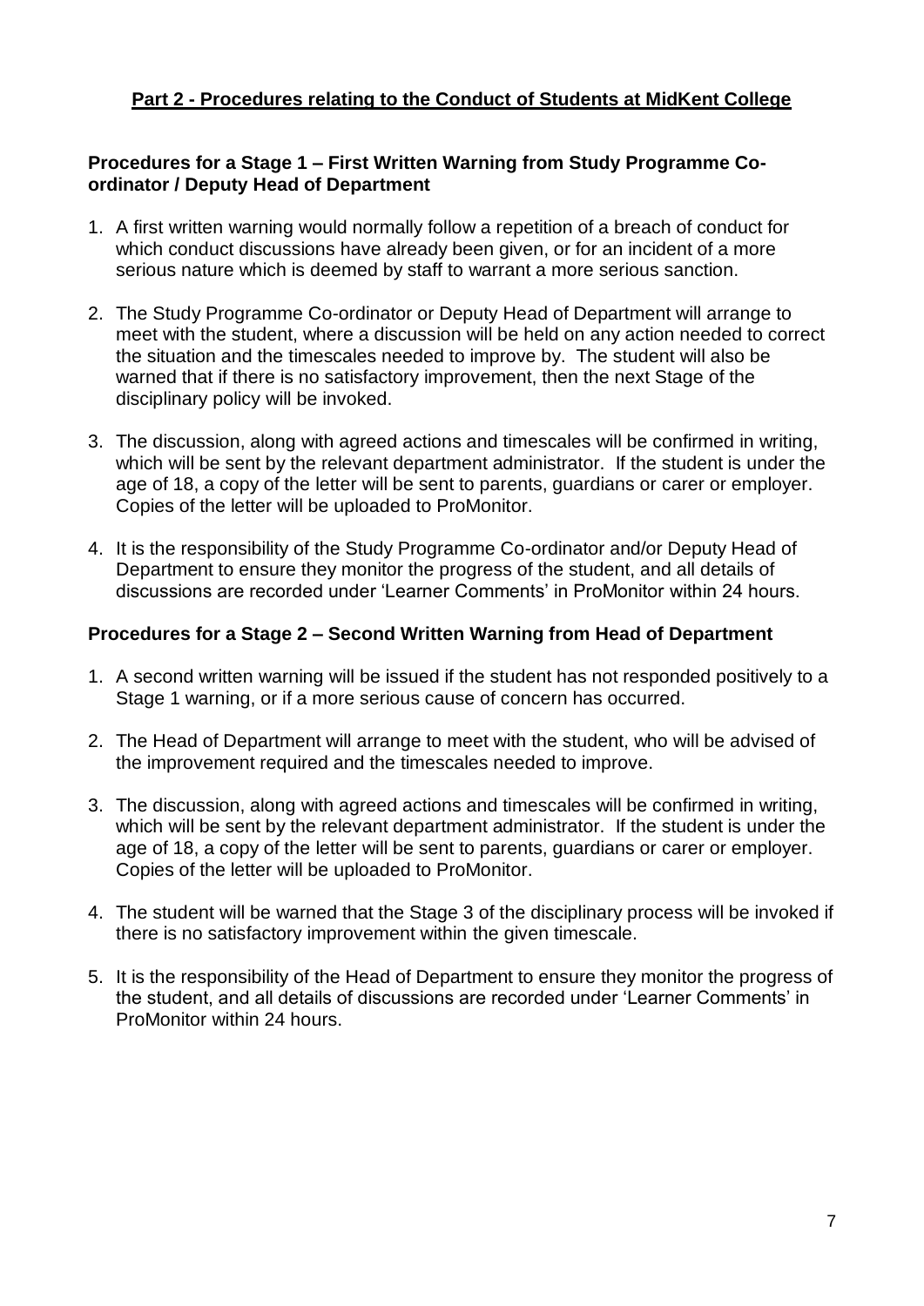## Part 2 - Procedures relating to the Conduct of Students at MidKent College

### Procedures for a Stage 1 – First Written Warning from Study Programme Co-ordinator / Deputy Head of Department

1. A first written warning would normally follow a repetition of a breach of conduct for which conduct discussions have already been given, or for an incident of a more serious nature which is deemed by staff to warrant a more serious sanction.

2. The Study Programme Co-ordinator or Deputy Head of Department will arrange to meet with the student, where a discussion will be held on any action needed to correct the situation and the timescales needed to improve by. The student will also be warned that if there is no satisfactory improvement, then the next Stage of the disciplinary policy will be invoked.

3. The discussion, along with agreed actions and timescales will be confirmed in writing, which will be sent by the relevant department administrator. If the student is under the age of 18, a copy of the letter will be sent to parents, guardians or carer or employer. Copies of the letter will be uploaded to ProMonitor.

4. It is the responsibility of the Study Programme Co-ordinator and/or Deputy Head of Department to ensure they monitor the progress of the student, and all details of discussions are recorded under 'Learner Comments' in ProMonitor within 24 hours.

### Procedures for a Stage 2 – Second Written Warning from Head of Department

1. A second written warning will be issued if the student has not responded positively to a Stage 1 warning, or if a more serious cause of concern has occurred.

2. The Head of Department will arrange to meet with the student, who will be advised of the improvement required and the timescales needed to improve.

3. The discussion, along with agreed actions and timescales will be confirmed in writing, which will be sent by the relevant department administrator. If the student is under the age of 18, a copy of the letter will be sent to parents, guardians or carer or employer. Copies of the letter will be uploaded to ProMonitor.

4. The student will be warned that the Stage 3 of the disciplinary process will be invoked if there is no satisfactory improvement within the given timescale.

5. It is the responsibility of the Head of Department to ensure they monitor the progress of the student, and all details of discussions are recorded under 'Learner Comments' in ProMonitor within 24 hours.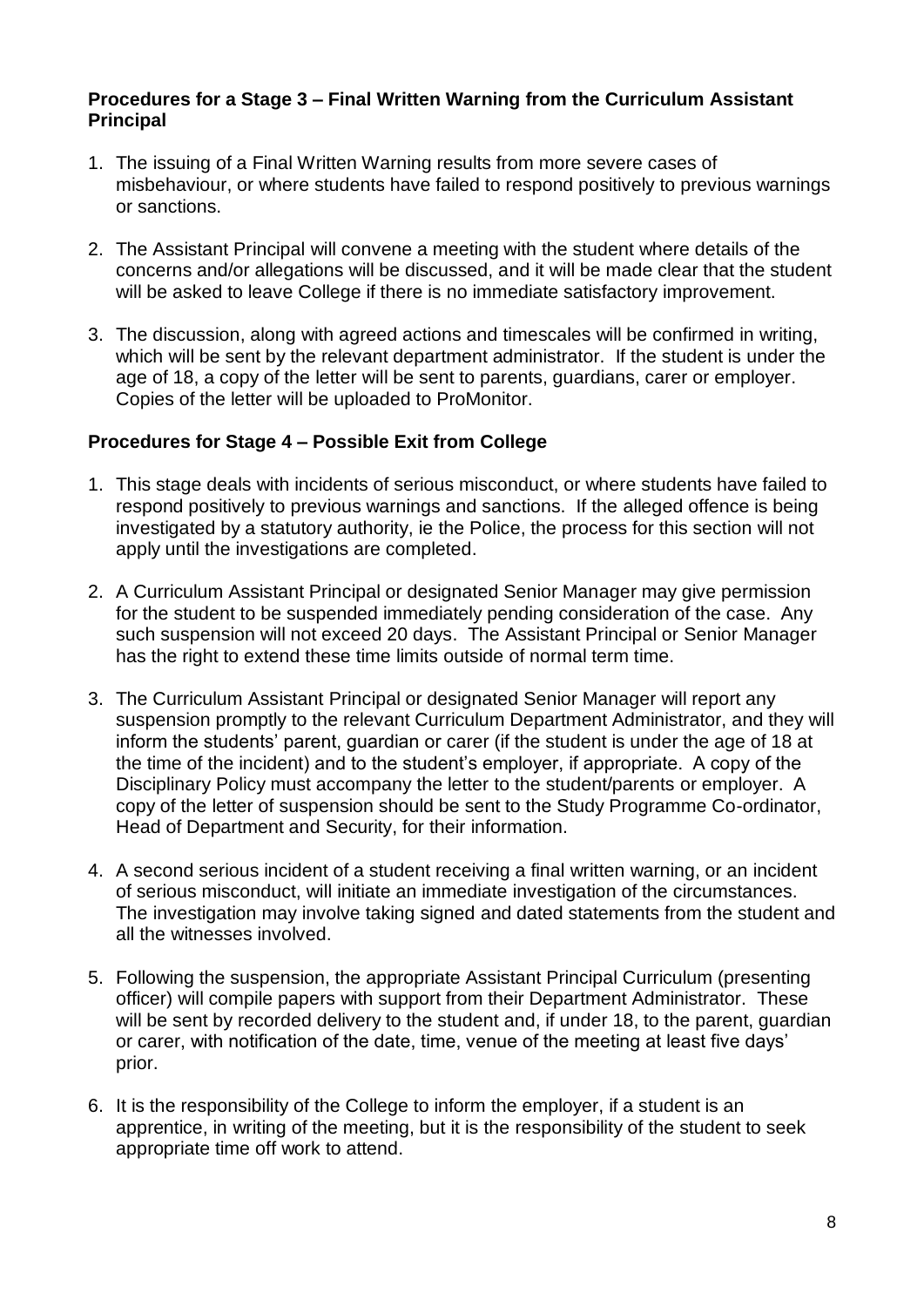**Procedures for a Stage 3 – Final Written Warning from the Curriculum Assistant Principal**

1. The issuing of a Final Written Warning results from more severe cases of misbehaviour, or where students have failed to respond positively to previous warnings or sanctions.

2. The Assistant Principal will convene a meeting with the student where details of the concerns and/or allegations will be discussed, and it will be made clear that the student will be asked to leave College if there is no immediate satisfactory improvement.

3. The discussion, along with agreed actions and timescales will be confirmed in writing, which will be sent by the relevant department administrator. If the student is under the age of 18, a copy of the letter will be sent to parents, guardians, carer or employer. Copies of the letter will be uploaded to ProMonitor.

**Procedures for Stage 4 – Possible Exit from College**

1. This stage deals with incidents of serious misconduct, or where students have failed to respond positively to previous warnings and sanctions. If the alleged offence is being investigated by a statutory authority, ie the Police, the process for this section will not apply until the investigations are completed.

2. A Curriculum Assistant Principal or designated Senior Manager may give permission for the student to be suspended immediately pending consideration of the case. Any such suspension will not exceed 20 days. The Assistant Principal or Senior Manager has the right to extend these time limits outside of normal term time.

3. The Curriculum Assistant Principal or designated Senior Manager will report any suspension promptly to the relevant Curriculum Department Administrator, and they will inform the students' parent, guardian or carer (if the student is under the age of 18 at the time of the incident) and to the student's employer, if appropriate. A copy of the Disciplinary Policy must accompany the letter to the student/parents or employer. A copy of the letter of suspension should be sent to the Study Programme Co-ordinator, Head of Department and Security, for their information.

4. A second serious incident of a student receiving a final written warning, or an incident of serious misconduct, will initiate an immediate investigation of the circumstances. The investigation may involve taking signed and dated statements from the student and all the witnesses involved.

5. Following the suspension, the appropriate Assistant Principal Curriculum (presenting officer) will compile papers with support from their Department Administrator. These will be sent by recorded delivery to the student and, if under 18, to the parent, guardian or carer, with notification of the date, time, venue of the meeting at least five days' prior.

6. It is the responsibility of the College to inform the employer, if a student is an apprentice, in writing of the meeting, but it is the responsibility of the student to seek appropriate time off work to attend.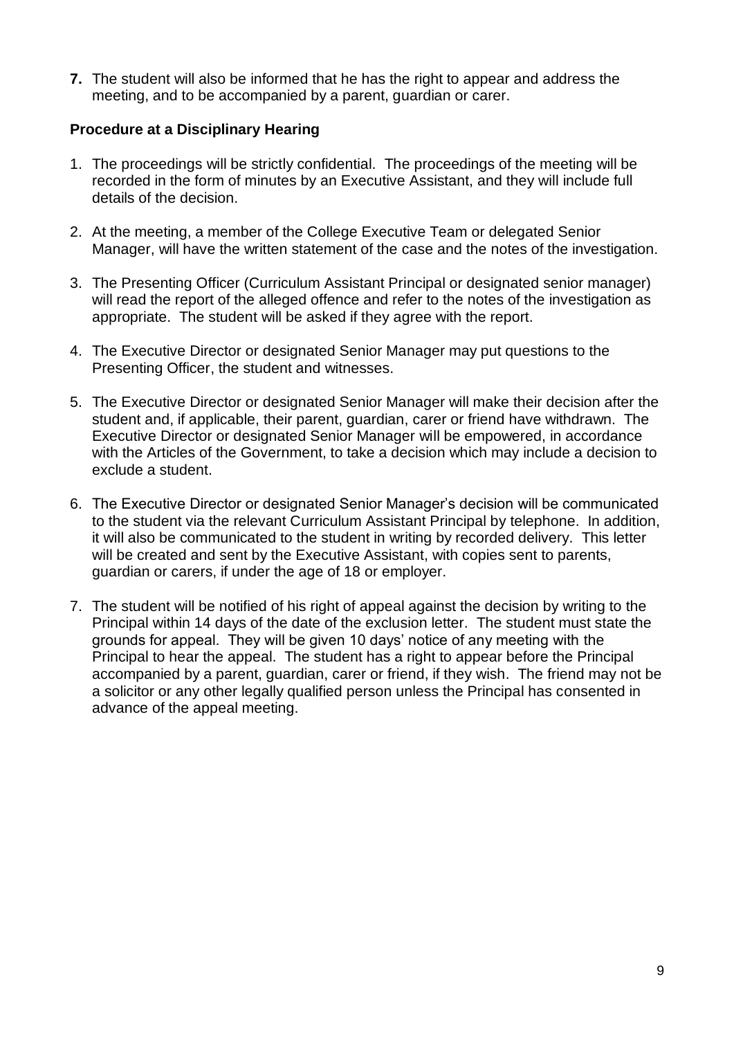**7.** The student will also be informed that he has the right to appear and address the meeting, and to be accompanied by a parent, guardian or carer.

**Procedure at a Disciplinary Hearing**

1. The proceedings will be strictly confidential. The proceedings of the meeting will be recorded in the form of minutes by an Executive Assistant, and they will include full details of the decision.

2. At the meeting, a member of the College Executive Team or delegated Senior Manager, will have the written statement of the case and the notes of the investigation.

3. The Presenting Officer (Curriculum Assistant Principal or designated senior manager) will read the report of the alleged offence and refer to the notes of the investigation as appropriate. The student will be asked if they agree with the report.

4. The Executive Director or designated Senior Manager may put questions to the Presenting Officer, the student and witnesses.

5. The Executive Director or designated Senior Manager will make their decision after the student and, if applicable, their parent, guardian, carer or friend have withdrawn. The Executive Director or designated Senior Manager will be empowered, in accordance with the Articles of the Government, to take a decision which may include a decision to exclude a student.

6. The Executive Director or designated Senior Manager's decision will be communicated to the student via the relevant Curriculum Assistant Principal by telephone. In addition, it will also be communicated to the student in writing by recorded delivery. This letter will be created and sent by the Executive Assistant, with copies sent to parents, guardian or carers, if under the age of 18 or employer.

7. The student will be notified of his right of appeal against the decision by writing to the Principal within 14 days of the date of the exclusion letter. The student must state the grounds for appeal. They will be given 10 days' notice of any meeting with the Principal to hear the appeal. The student has a right to appear before the Principal accompanied by a parent, guardian, carer or friend, if they wish. The friend may not be a solicitor or any other legally qualified person unless the Principal has consented in advance of the appeal meeting.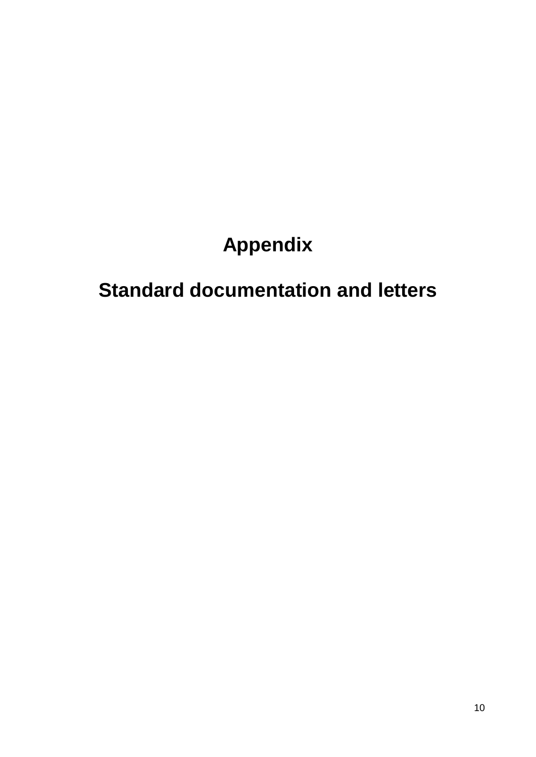# Appendix

# Standard documentation and letters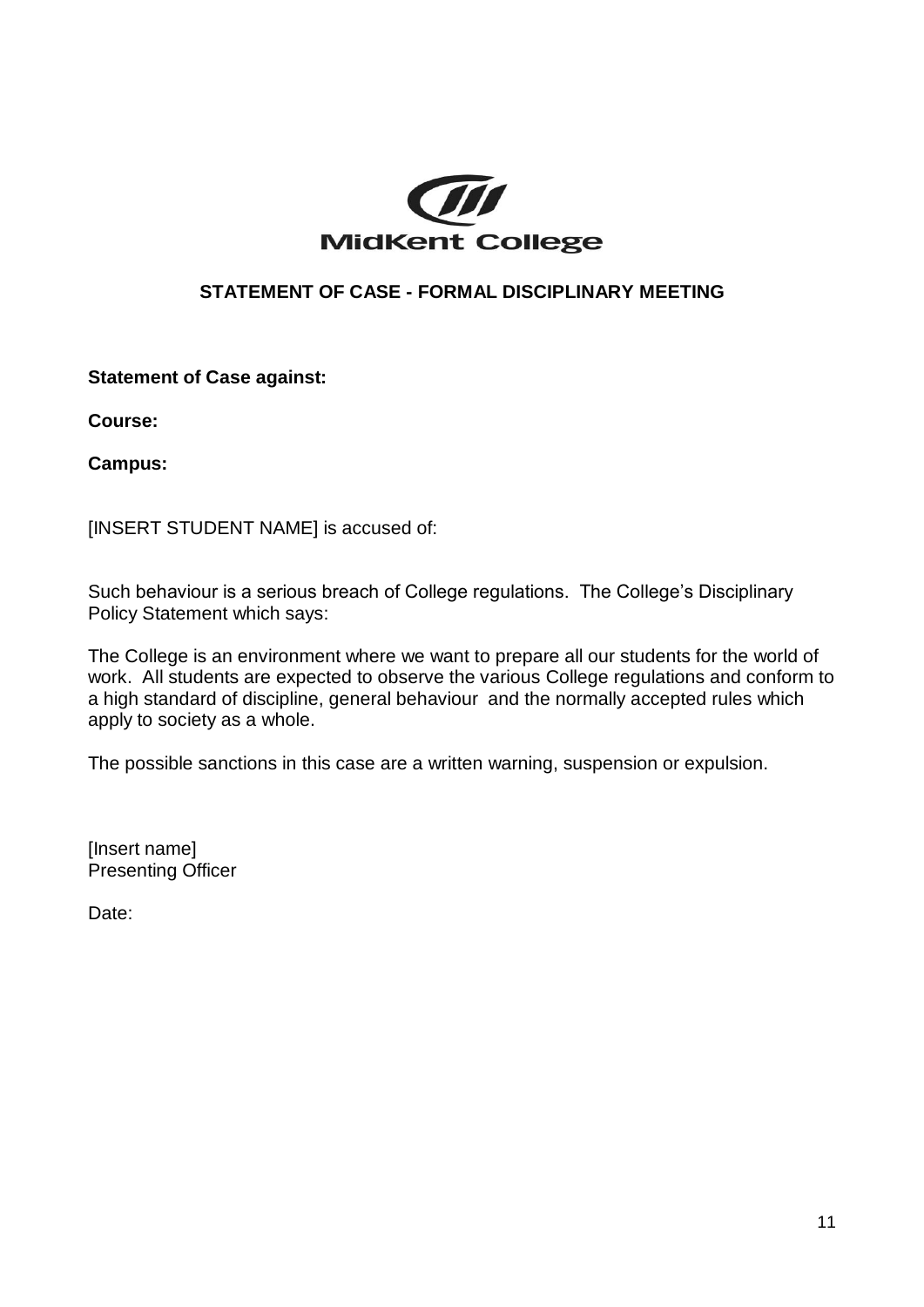MidKent College

## STATEMENT OF CASE - FORMAL DISCIPLINARY MEETING

**Statement of Case against:**

**Course:**

**Campus:**

[INSERT STUDENT NAME] is accused of:

Such behaviour is a serious breach of College regulations. The College's Disciplinary Policy Statement which says:

The College is an environment where we want to prepare all our students for the world of work. All students are expected to observe the various College regulations and conform to a high standard of discipline, general behaviour and the normally accepted rules which apply to society as a whole.

The possible sanctions in this case are a written warning, suspension or expulsion.

[Insert name]
Presenting Officer

Date: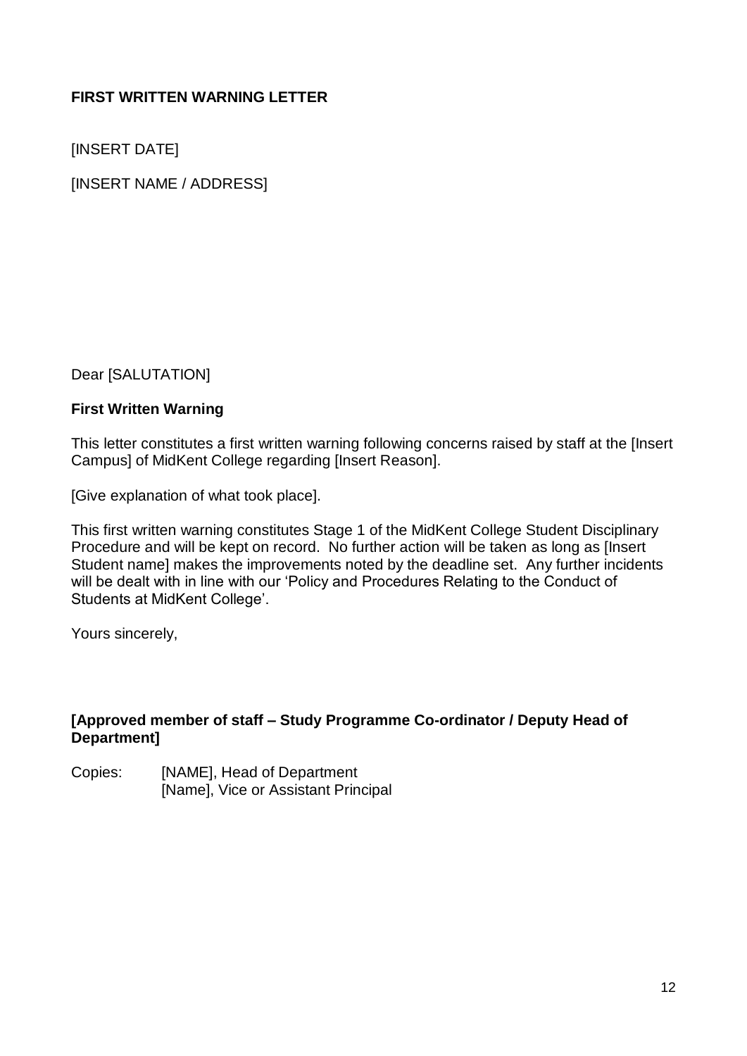**FIRST WRITTEN WARNING LETTER**

[INSERT DATE]

[INSERT NAME / ADDRESS]

Dear [SALUTATION]

**First Written Warning**

This letter constitutes a first written warning following concerns raised by staff at the [Insert Campus] of MidKent College regarding [Insert Reason].

[Give explanation of what took place].

This first written warning constitutes Stage 1 of the MidKent College Student Disciplinary Procedure and will be kept on record. No further action will be taken as long as [Insert Student name] makes the improvements noted by the deadline set. Any further incidents will be dealt with in line with our 'Policy and Procedures Relating to the Conduct of Students at MidKent College'.

Yours sincerely,

**[Approved member of staff – Study Programme Co-ordinator / Deputy Head of Department]**

Copies: [NAME], Head of Department
[Name], Vice or Assistant Principal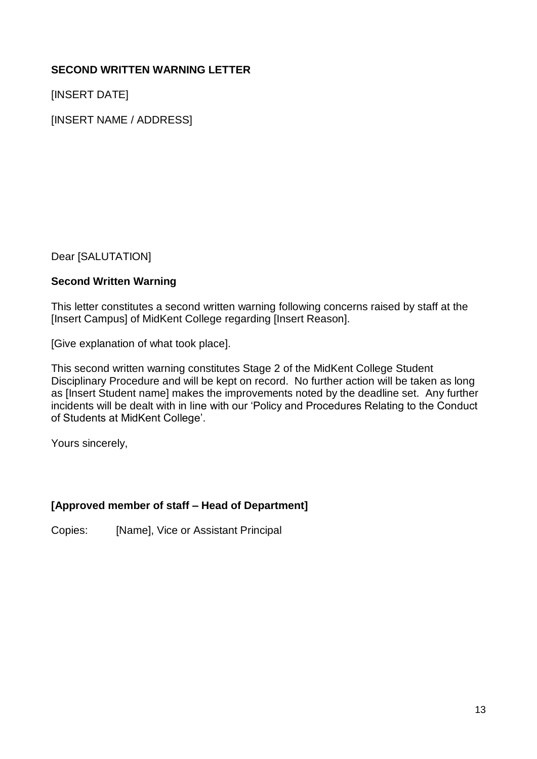**SECOND WRITTEN WARNING LETTER**

[INSERT DATE]

[INSERT NAME / ADDRESS]

Dear [SALUTATION]

**Second Written Warning**

This letter constitutes a second written warning following concerns raised by staff at the [Insert Campus] of MidKent College regarding [Insert Reason].

[Give explanation of what took place].

This second written warning constitutes Stage 2 of the MidKent College Student Disciplinary Procedure and will be kept on record. No further action will be taken as long as [Insert Student name] makes the improvements noted by the deadline set. Any further incidents will be dealt with in line with our 'Policy and Procedures Relating to the Conduct of Students at MidKent College'.

Yours sincerely,

**[Approved member of staff – Head of Department]**

Copies: [Name], Vice or Assistant Principal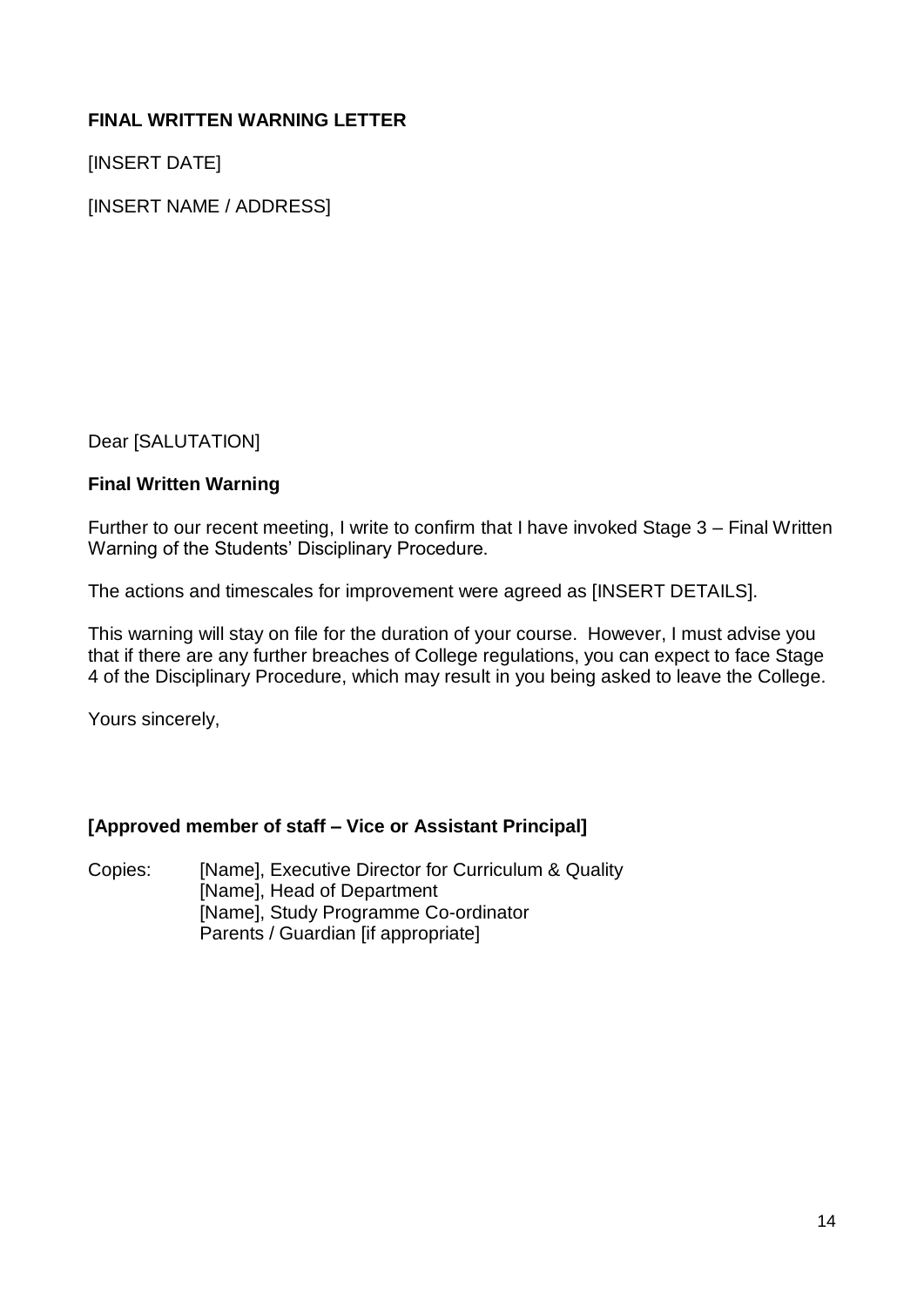**FINAL WRITTEN WARNING LETTER**

[INSERT DATE]

[INSERT NAME / ADDRESS]

Dear [SALUTATION]

**Final Written Warning**

Further to our recent meeting, I write to confirm that I have invoked Stage 3 – Final Written Warning of the Students' Disciplinary Procedure.

The actions and timescales for improvement were agreed as [INSERT DETAILS].

This warning will stay on file for the duration of your course. However, I must advise you that if there are any further breaches of College regulations, you can expect to face Stage 4 of the Disciplinary Procedure, which may result in you being asked to leave the College.

Yours sincerely,

**[Approved member of staff – Vice or Assistant Principal]**

Copies: [Name], Executive Director for Curriculum & Quality
[Name], Head of Department
[Name], Study Programme Co-ordinator
Parents / Guardian [if appropriate]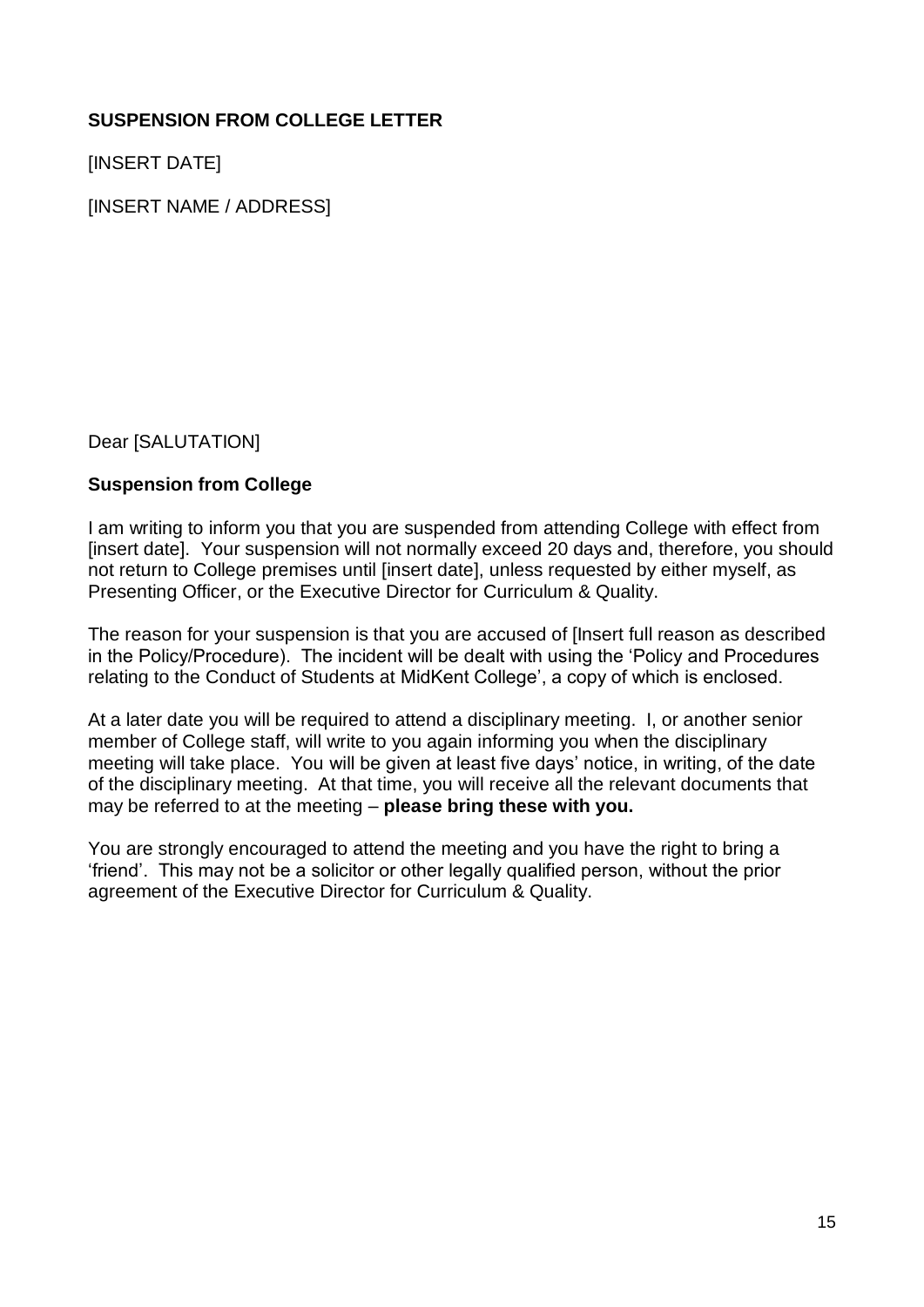**SUSPENSION FROM COLLEGE LETTER**

[INSERT DATE]

[INSERT NAME / ADDRESS]

Dear [SALUTATION]

**Suspension from College**

I am writing to inform you that you are suspended from attending College with effect from [insert date]. Your suspension will not normally exceed 20 days and, therefore, you should not return to College premises until [insert date], unless requested by either myself, as Presenting Officer, or the Executive Director for Curriculum & Quality.

The reason for your suspension is that you are accused of [Insert full reason as described in the Policy/Procedure). The incident will be dealt with using the 'Policy and Procedures relating to the Conduct of Students at MidKent College', a copy of which is enclosed.

At a later date you will be required to attend a disciplinary meeting. I, or another senior member of College staff, will write to you again informing you when the disciplinary meeting will take place. You will be given at least five days' notice, in writing, of the date of the disciplinary meeting. At that time, you will receive all the relevant documents that may be referred to at the meeting – **please bring these with you.**

You are strongly encouraged to attend the meeting and you have the right to bring a 'friend'. This may not be a solicitor or other legally qualified person, without the prior agreement of the Executive Director for Curriculum & Quality.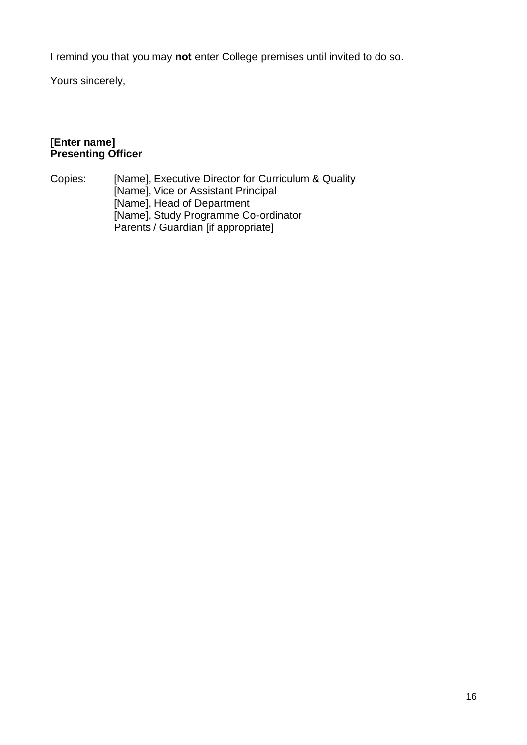I remind you that you may **not** enter College premises until invited to do so.

Yours sincerely,

**[Enter name]**
**Presenting Officer**

Copies: [Name], Executive Director for Curriculum & Quality
[Name], Vice or Assistant Principal
[Name], Head of Department
[Name], Study Programme Co-ordinator
Parents / Guardian [if appropriate]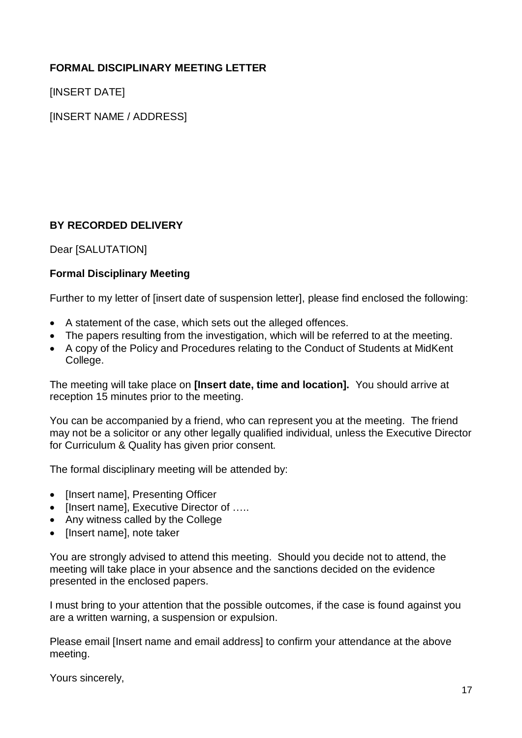**FORMAL DISCIPLINARY MEETING LETTER**

[INSERT DATE]

[INSERT NAME / ADDRESS]

**BY RECORDED DELIVERY**

Dear [SALUTATION]

**Formal Disciplinary Meeting**

Further to my letter of [insert date of suspension letter], please find enclosed the following:

- A statement of the case, which sets out the alleged offences.
- The papers resulting from the investigation, which will be referred to at the meeting.
- A copy of the Policy and Procedures relating to the Conduct of Students at MidKent College.

The meeting will take place on **[Insert date, time and location].** You should arrive at reception 15 minutes prior to the meeting.

You can be accompanied by a friend, who can represent you at the meeting. The friend may not be a solicitor or any other legally qualified individual, unless the Executive Director for Curriculum & Quality has given prior consent.

The formal disciplinary meeting will be attended by:

- [Insert name], Presenting Officer
- [Insert name], Executive Director of …..
- Any witness called by the College
- [Insert name], note taker

You are strongly advised to attend this meeting. Should you decide not to attend, the meeting will take place in your absence and the sanctions decided on the evidence presented in the enclosed papers.

I must bring to your attention that the possible outcomes, if the case is found against you are a written warning, a suspension or expulsion.

Please email [Insert name and email address] to confirm your attendance at the above meeting.

Yours sincerely,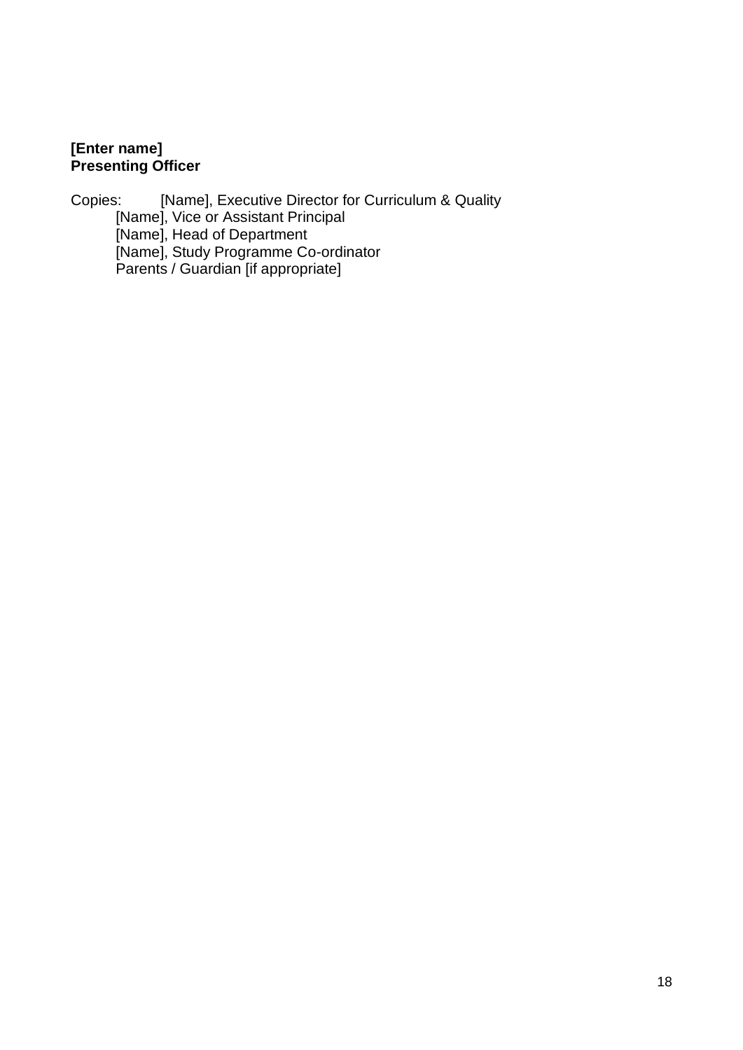**[Enter name]**
**Presenting Officer**

Copies: [Name], Executive Director for Curriculum & Quality
[Name], Vice or Assistant Principal
[Name], Head of Department
[Name], Study Programme Co-ordinator
Parents / Guardian [if appropriate]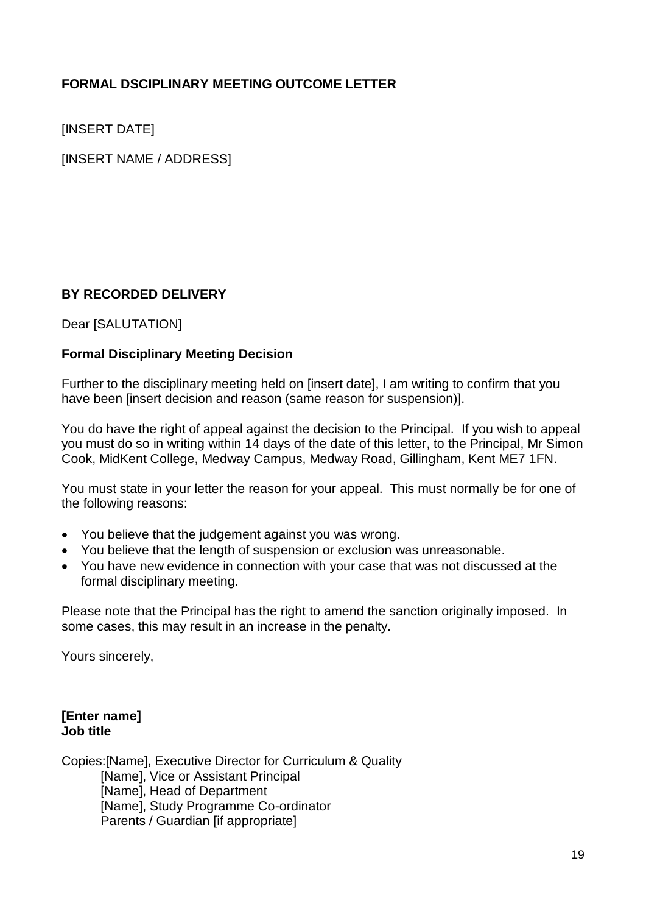**FORMAL DSCIPLINARY MEETING OUTCOME LETTER**

[INSERT DATE]

[INSERT NAME / ADDRESS]

**BY RECORDED DELIVERY**

Dear [SALUTATION]

**Formal Disciplinary Meeting Decision**

Further to the disciplinary meeting held on [insert date], I am writing to confirm that you have been [insert decision and reason (same reason for suspension)].

You do have the right of appeal against the decision to the Principal. If you wish to appeal you must do so in writing within 14 days of the date of this letter, to the Principal, Mr Simon Cook, MidKent College, Medway Campus, Medway Road, Gillingham, Kent ME7 1FN.

You must state in your letter the reason for your appeal. This must normally be for one of the following reasons:

- You believe that the judgement against you was wrong.
- You believe that the length of suspension or exclusion was unreasonable.
- You have new evidence in connection with your case that was not discussed at the formal disciplinary meeting.

Please note that the Principal has the right to amend the sanction originally imposed. In some cases, this may result in an increase in the penalty.

Yours sincerely,

**[Enter name]**
**Job title**

Copies:[Name], Executive Director for Curriculum & Quality
[Name], Vice or Assistant Principal
[Name], Head of Department
[Name], Study Programme Co-ordinator
Parents / Guardian [if appropriate]